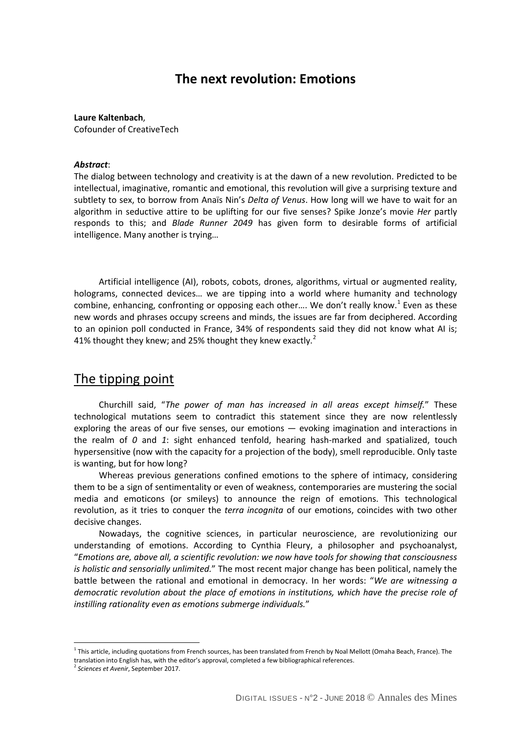# The next revolution: Emotions

**Laure Kaltenbach**,
Cofounder of CreativeTech

***Abstract***:
The dialog between technology and creativity is at the dawn of a new revolution. Predicted to be intellectual, imaginative, romantic and emotional, this revolution will give a surprising texture and subtlety to sex, to borrow from Anaïs Nin's *Delta of Venus*. How long will we have to wait for an algorithm in seductive attire to be uplifting for our five senses? Spike Jonze's movie *Her* partly responds to this; and *Blade Runner 2049* has given form to desirable forms of artificial intelligence. Many another is trying…

Artificial intelligence (AI), robots, cobots, drones, algorithms, virtual or augmented reality, holograms, connected devices… we are tipping into a world where humanity and technology combine, enhancing, confronting or opposing each other…. We don't really know.[1] Even as these new words and phrases occupy screens and minds, the issues are far from deciphered. According to an opinion poll conducted in France, 34% of respondents said they did not know what AI is; 41% thought they knew; and 25% thought they knew exactly.[2]

## The tipping point

Churchill said, "*The power of man has increased in all areas except himself.*" These technological mutations seem to contradict this statement since they are now relentlessly exploring the areas of our five senses, our emotions — evoking imagination and interactions in the realm of *0* and *1*: sight enhanced tenfold, hearing hash-marked and spatialized, touch hypersensitive (now with the capacity for a projection of the body), smell reproducible. Only taste is wanting, but for how long?

Whereas previous generations confined emotions to the sphere of intimacy, considering them to be a sign of sentimentality or even of weakness, contemporaries are mustering the social media and emoticons (or smileys) to announce the reign of emotions. This technological revolution, as it tries to conquer the *terra incognita* of our emotions, coincides with two other decisive changes.

Nowadays, the cognitive sciences, in particular neuroscience, are revolutionizing our understanding of emotions. According to Cynthia Fleury, a philosopher and psychoanalyst, "*Emotions are, above all, a scientific revolution: we now have tools for showing that consciousness is holistic and sensorially unlimited.*" The most recent major change has been political, namely the battle between the rational and emotional in democracy. In her words: "*We are witnessing a democratic revolution about the place of emotions in institutions, which have the precise role of instilling rationality even as emotions submerge individuals.*"

---

[1] This article, including quotations from French sources, has been translated from French by Noal Mellott (Omaha Beach, France). The translation into English has, with the editor's approval, completed a few bibliographical references.

[2] *Sciences et Avenir*, September 2017.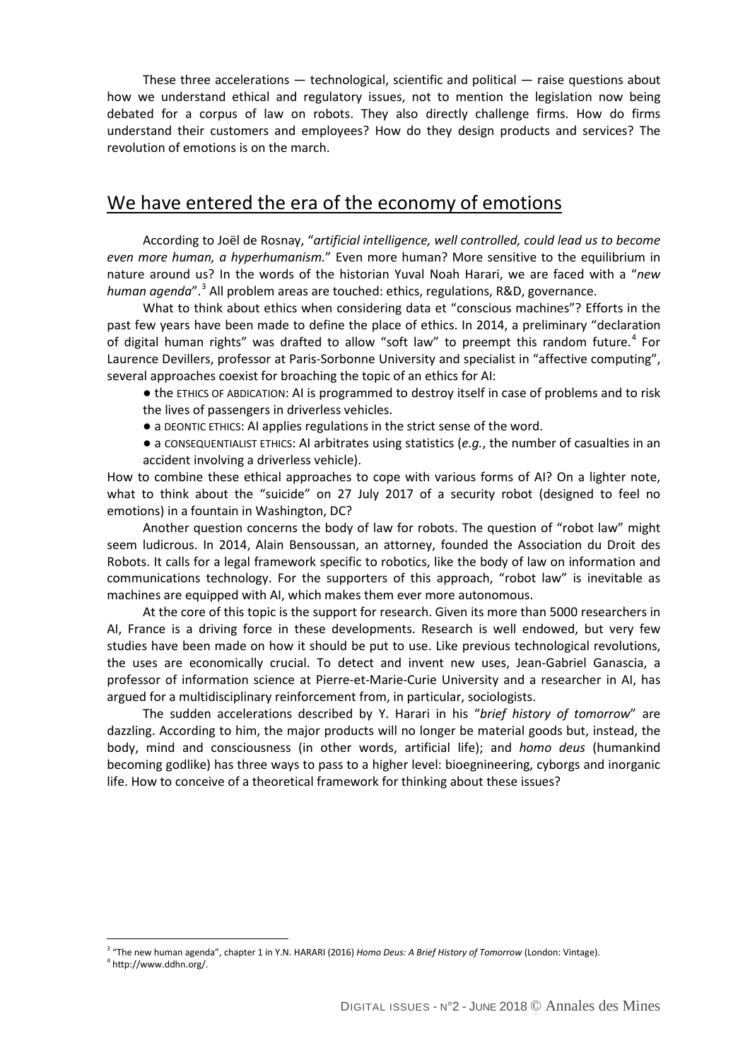These three accelerations — technological, scientific and political — raise questions about how we understand ethical and regulatory issues, not to mention the legislation now being debated for a corpus of law on robots. They also directly challenge firms. How do firms understand their customers and employees? How do they design products and services? The revolution of emotions is on the march.

## We have entered the era of the economy of emotions

According to Joël de Rosnay, "*artificial intelligence, well controlled, could lead us to become even more human, a hyperhumanism.*" Even more human? More sensitive to the equilibrium in nature around us? In the words of the historian Yuval Noah Harari, we are faced with a "*new human agenda*".[3] All problem areas are touched: ethics, regulations, R&D, governance.

What to think about ethics when considering data et "conscious machines"? Efforts in the past few years have been made to define the place of ethics. In 2014, a preliminary "declaration of digital human rights" was drafted to allow "soft law" to preempt this random future.[4] For Laurence Devillers, professor at Paris-Sorbonne University and specialist in "affective computing", several approaches coexist for broaching the topic of an ethics for AI:

- the ETHICS OF ABDICATION: AI is programmed to destroy itself in case of problems and to risk the lives of passengers in driverless vehicles.
- a DEONTIC ETHICS: AI applies regulations in the strict sense of the word.
- a CONSEQUENTIALIST ETHICS: AI arbitrates using statistics (*e.g.*, the number of casualties in an accident involving a driverless vehicle).

How to combine these ethical approaches to cope with various forms of AI? On a lighter note, what to think about the "suicide" on 27 July 2017 of a security robot (designed to feel no emotions) in a fountain in Washington, DC?

Another question concerns the body of law for robots. The question of "robot law" might seem ludicrous. In 2014, Alain Bensoussan, an attorney, founded the Association du Droit des Robots. It calls for a legal framework specific to robotics, like the body of law on information and communications technology. For the supporters of this approach, "robot law" is inevitable as machines are equipped with AI, which makes them ever more autonomous.

At the core of this topic is the support for research. Given its more than 5000 researchers in AI, France is a driving force in these developments. Research is well endowed, but very few studies have been made on how it should be put to use. Like previous technological revolutions, the uses are economically crucial. To detect and invent new uses, Jean-Gabriel Ganascia, a professor of information science at Pierre-et-Marie-Curie University and a researcher in AI, has argued for a multidisciplinary reinforcement from, in particular, sociologists.

The sudden accelerations described by Y. Harari in his "*brief history of tomorrow*" are dazzling. According to him, the major products will no longer be material goods but, instead, the body, mind and consciousness (in other words, artificial life); and *homo deus* (humankind becoming godlike) has three ways to pass to a higher level: bioegnineering, cyborgs and inorganic life. How to conceive of a theoretical framework for thinking about these issues?

---

[3] "The new human agenda", chapter 1 in Y.N. HARARI (2016) *Homo Deus: A Brief History of Tomorrow* (London: Vintage).

[4] http://www.ddhn.org/.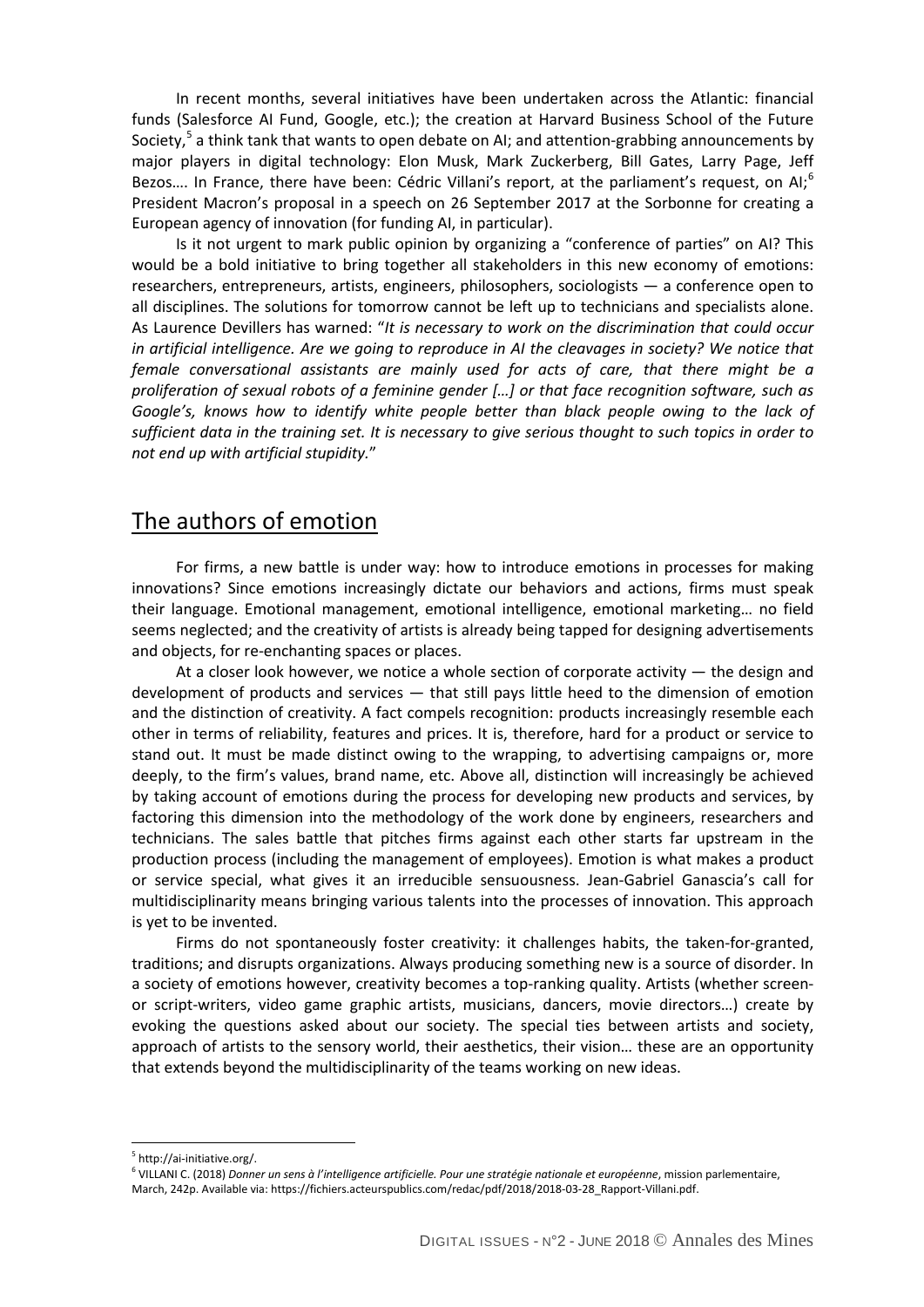In recent months, several initiatives have been undertaken across the Atlantic: financial funds (Salesforce AI Fund, Google, etc.); the creation at Harvard Business School of the Future Society,[5] a think tank that wants to open debate on AI; and attention-grabbing announcements by major players in digital technology: Elon Musk, Mark Zuckerberg, Bill Gates, Larry Page, Jeff Bezos…. In France, there have been: Cédric Villani's report, at the parliament's request, on AI;[6] President Macron's proposal in a speech on 26 September 2017 at the Sorbonne for creating a European agency of innovation (for funding AI, in particular).

Is it not urgent to mark public opinion by organizing a "conference of parties" on AI? This would be a bold initiative to bring together all stakeholders in this new economy of emotions: researchers, entrepreneurs, artists, engineers, philosophers, sociologists — a conference open to all disciplines. The solutions for tomorrow cannot be left up to technicians and specialists alone. As Laurence Devillers has warned: "*It is necessary to work on the discrimination that could occur in artificial intelligence. Are we going to reproduce in AI the cleavages in society? We notice that female conversational assistants are mainly used for acts of care, that there might be a proliferation of sexual robots of a feminine gender […] or that face recognition software, such as Google's, knows how to identify white people better than black people owing to the lack of sufficient data in the training set. It is necessary to give serious thought to such topics in order to not end up with artificial stupidity.*"

## The authors of emotion

For firms, a new battle is under way: how to introduce emotions in processes for making innovations? Since emotions increasingly dictate our behaviors and actions, firms must speak their language. Emotional management, emotional intelligence, emotional marketing… no field seems neglected; and the creativity of artists is already being tapped for designing advertisements and objects, for re-enchanting spaces or places.

At a closer look however, we notice a whole section of corporate activity — the design and development of products and services — that still pays little heed to the dimension of emotion and the distinction of creativity. A fact compels recognition: products increasingly resemble each other in terms of reliability, features and prices. It is, therefore, hard for a product or service to stand out. It must be made distinct owing to the wrapping, to advertising campaigns or, more deeply, to the firm's values, brand name, etc. Above all, distinction will increasingly be achieved by taking account of emotions during the process for developing new products and services, by factoring this dimension into the methodology of the work done by engineers, researchers and technicians. The sales battle that pitches firms against each other starts far upstream in the production process (including the management of employees). Emotion is what makes a product or service special, what gives it an irreducible sensuousness. Jean-Gabriel Ganascia's call for multidisciplinarity means bringing various talents into the processes of innovation. This approach is yet to be invented.

Firms do not spontaneously foster creativity: it challenges habits, the taken-for-granted, traditions; and disrupts organizations. Always producing something new is a source of disorder. In a society of emotions however, creativity becomes a top-ranking quality. Artists (whether screen- or script-writers, video game graphic artists, musicians, dancers, movie directors…) create by evoking the questions asked about our society. The special ties between artists and society, approach of artists to the sensory world, their aesthetics, their vision… these are an opportunity that extends beyond the multidisciplinarity of the teams working on new ideas.

---

[5] http://ai-initiative.org/.

[6] VILLANI C. (2018) *Donner un sens à l'intelligence artificielle. Pour une stratégie nationale et européenne*, mission parlementaire, March, 242p. Available via: https://fichiers.acteurspublics.com/redac/pdf/2018/2018-03-28_Rapport-Villani.pdf.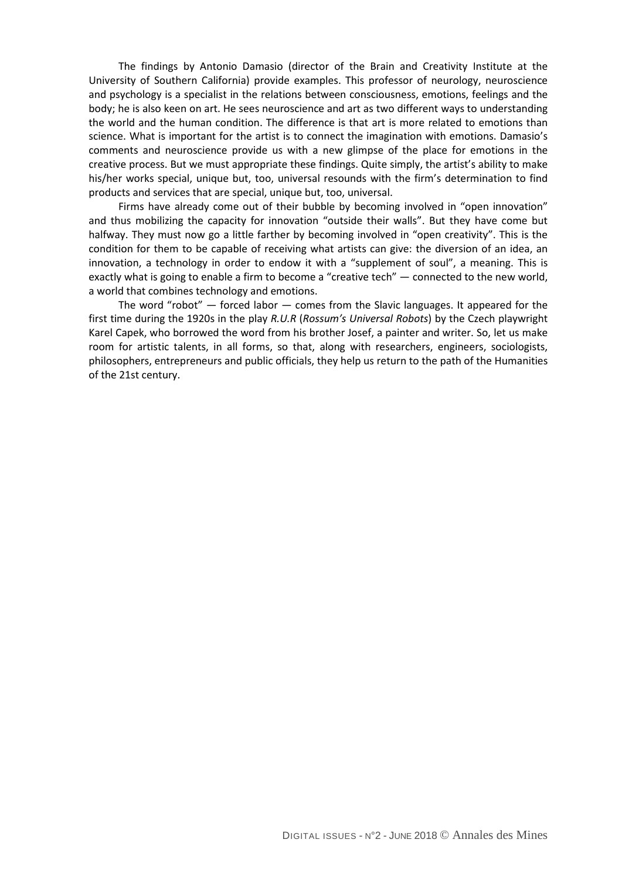The findings by Antonio Damasio (director of the Brain and Creativity Institute at the University of Southern California) provide examples. This professor of neurology, neuroscience and psychology is a specialist in the relations between consciousness, emotions, feelings and the body; he is also keen on art. He sees neuroscience and art as two different ways to understanding the world and the human condition. The difference is that art is more related to emotions than science. What is important for the artist is to connect the imagination with emotions. Damasio's comments and neuroscience provide us with a new glimpse of the place for emotions in the creative process. But we must appropriate these findings. Quite simply, the artist's ability to make his/her works special, unique but, too, universal resounds with the firm's determination to find products and services that are special, unique but, too, universal.

Firms have already come out of their bubble by becoming involved in "open innovation" and thus mobilizing the capacity for innovation "outside their walls". But they have come but halfway. They must now go a little farther by becoming involved in "open creativity". This is the condition for them to be capable of receiving what artists can give: the diversion of an idea, an innovation, a technology in order to endow it with a "supplement of soul", a meaning. This is exactly what is going to enable a firm to become a "creative tech" — connected to the new world, a world that combines technology and emotions.

The word "robot" — forced labor — comes from the Slavic languages. It appeared for the first time during the 1920s in the play *R.U.R* (*Rossum's Universal Robots*) by the Czech playwright Karel Capek, who borrowed the word from his brother Josef, a painter and writer. So, let us make room for artistic talents, in all forms, so that, along with researchers, engineers, sociologists, philosophers, entrepreneurs and public officials, they help us return to the path of the Humanities of the 21st century.